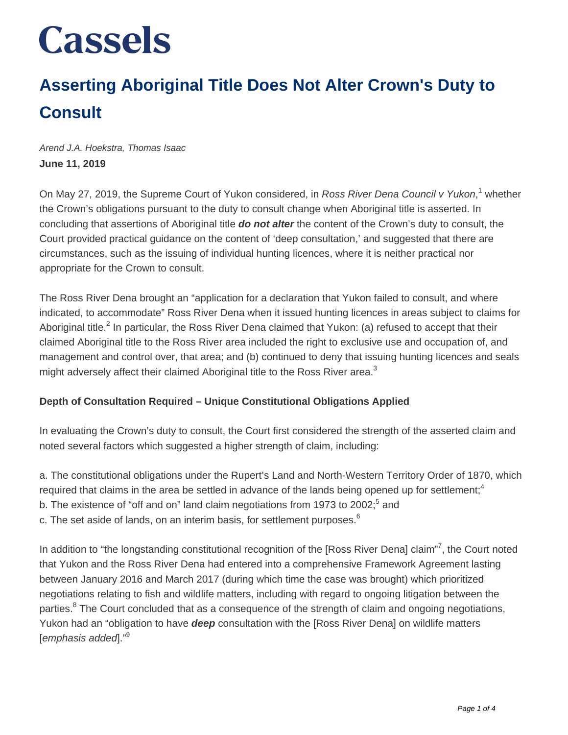# Cassels

## Asserting Aboriginal Title Does Not Alter Crown's Duty to Consult

*Arend J.A. Hoekstra, Thomas Isaac*

**June 11, 2019**

On May 27, 2019, the Supreme Court of Yukon considered, in *Ross River Dena Council v Yukon*,[1] whether the Crown's obligations pursuant to the duty to consult change when Aboriginal title is asserted. In concluding that assertions of Aboriginal title ***do not alter*** the content of the Crown's duty to consult, the Court provided practical guidance on the content of 'deep consultation,' and suggested that there are circumstances, such as the issuing of individual hunting licences, where it is neither practical nor appropriate for the Crown to consult.

The Ross River Dena brought an "application for a declaration that Yukon failed to consult, and where indicated, to accommodate" Ross River Dena when it issued hunting licences in areas subject to claims for Aboriginal title.[2] In particular, the Ross River Dena claimed that Yukon: (a) refused to accept that their claimed Aboriginal title to the Ross River area included the right to exclusive use and occupation of, and management and control over, that area; and (b) continued to deny that issuing hunting licences and seals might adversely affect their claimed Aboriginal title to the Ross River area.[3]

**Depth of Consultation Required – Unique Constitutional Obligations Applied**

In evaluating the Crown's duty to consult, the Court first considered the strength of the asserted claim and noted several factors which suggested a higher strength of claim, including:

a. The constitutional obligations under the Rupert's Land and North-Western Territory Order of 1870, which required that claims in the area be settled in advance of the lands being opened up for settlement;[4]
b. The existence of "off and on" land claim negotiations from 1973 to 2002;[5] and
c. The set aside of lands, on an interim basis, for settlement purposes.[6]

In addition to "the longstanding constitutional recognition of the [Ross River Dena] claim"[7], the Court noted that Yukon and the Ross River Dena had entered into a comprehensive Framework Agreement lasting between January 2016 and March 2017 (during which time the case was brought) which prioritized negotiations relating to fish and wildlife matters, including with regard to ongoing litigation between the parties.[8] The Court concluded that as a consequence of the strength of claim and ongoing negotiations, Yukon had an "obligation to have ***deep*** consultation with the [Ross River Dena] on wildlife matters [*emphasis added*]."[9]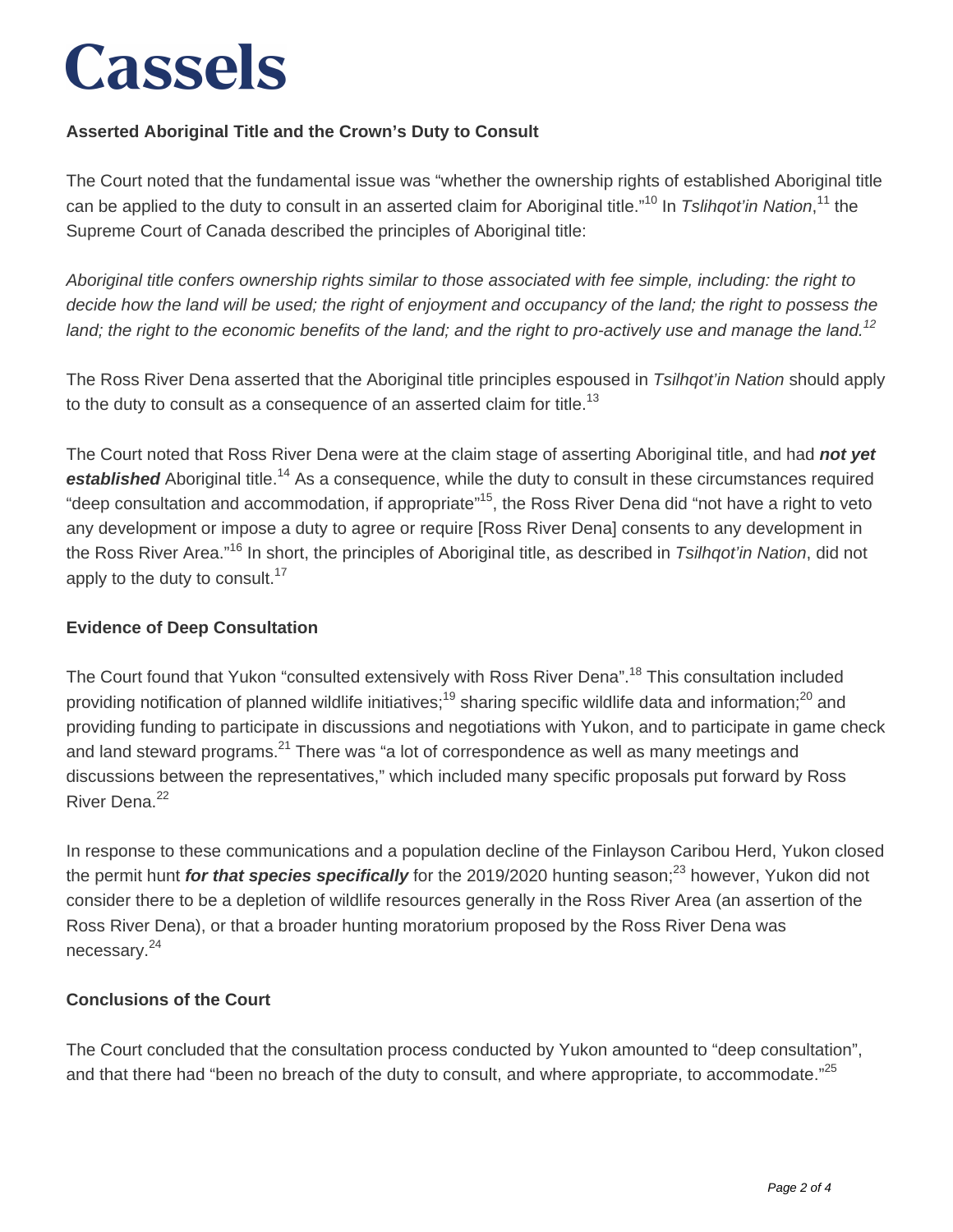### Asserted Aboriginal Title and the Crown's Duty to Consult

The Court noted that the fundamental issue was "whether the ownership rights of established Aboriginal title can be applied to the duty to consult in an asserted claim for Aboriginal title."[10] In *Tslihqot'in Nation*,[11] the Supreme Court of Canada described the principles of Aboriginal title:

*Aboriginal title confers ownership rights similar to those associated with fee simple, including: the right to decide how the land will be used; the right of enjoyment and occupancy of the land; the right to possess the land; the right to the economic benefits of the land; and the right to pro-actively use and manage the land.*[12]

The Ross River Dena asserted that the Aboriginal title principles espoused in *Tsilhqot'in Nation* should apply to the duty to consult as a consequence of an asserted claim for title.[13]

The Court noted that Ross River Dena were at the claim stage of asserting Aboriginal title, and had ***not yet established*** Aboriginal title.[14] As a consequence, while the duty to consult in these circumstances required "deep consultation and accommodation, if appropriate"[15], the Ross River Dena did "not have a right to veto any development or impose a duty to agree or require [Ross River Dena] consents to any development in the Ross River Area."[16] In short, the principles of Aboriginal title, as described in *Tsilhqot'in Nation*, did not apply to the duty to consult.[17]

### Evidence of Deep Consultation

The Court found that Yukon "consulted extensively with Ross River Dena".[18] This consultation included providing notification of planned wildlife initiatives;[19] sharing specific wildlife data and information;[20] and providing funding to participate in discussions and negotiations with Yukon, and to participate in game check and land steward programs.[21] There was "a lot of correspondence as well as many meetings and discussions between the representatives," which included many specific proposals put forward by Ross River Dena.[22]

In response to these communications and a population decline of the Finlayson Caribou Herd, Yukon closed the permit hunt ***for that species specifically*** for the 2019/2020 hunting season;[23] however, Yukon did not consider there to be a depletion of wildlife resources generally in the Ross River Area (an assertion of the Ross River Dena), or that a broader hunting moratorium proposed by the Ross River Dena was necessary.[24]

### Conclusions of the Court

The Court concluded that the consultation process conducted by Yukon amounted to "deep consultation", and that there had "been no breach of the duty to consult, and where appropriate, to accommodate."[25]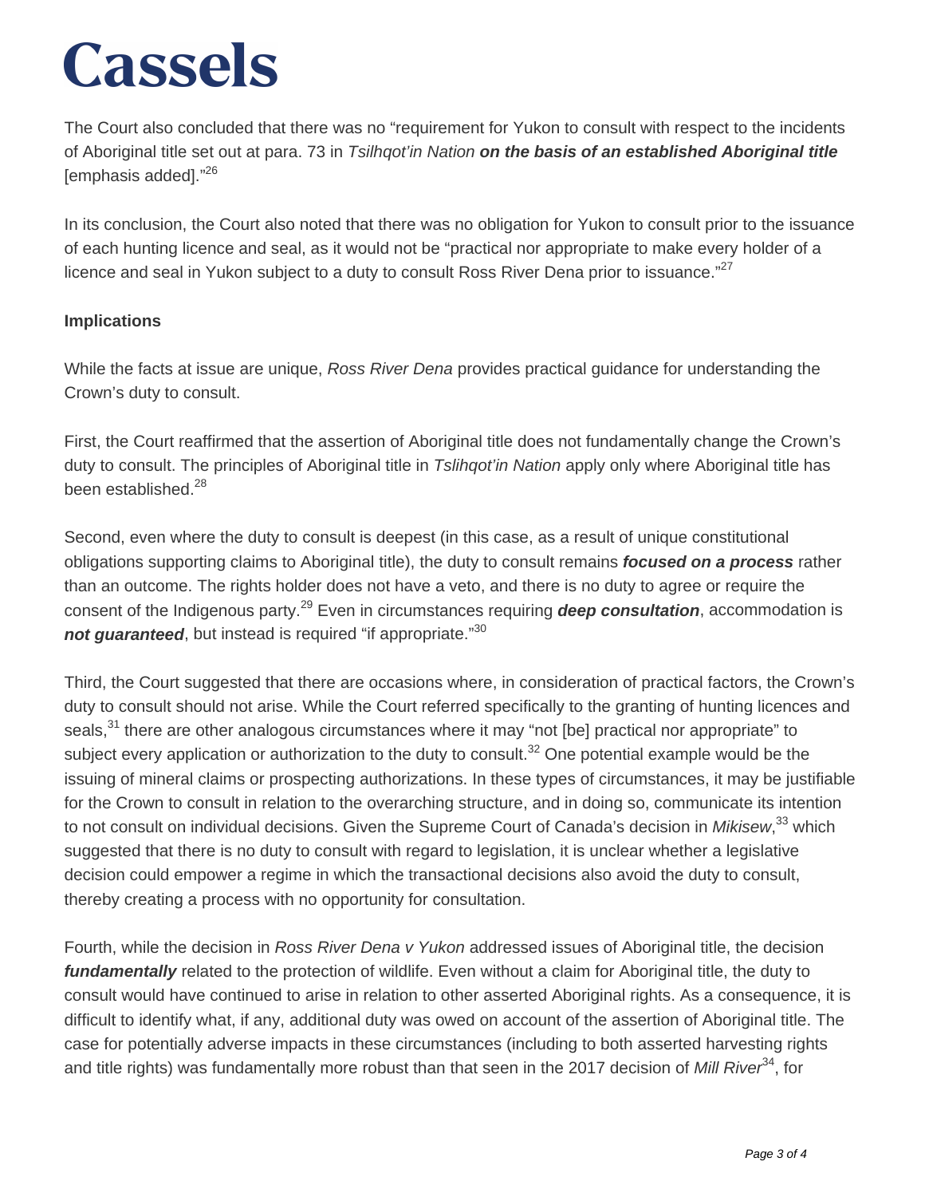The Court also concluded that there was no "requirement for Yukon to consult with respect to the incidents of Aboriginal title set out at para. 73 in *Tsilhqot'in Nation* ***on the basis of an established Aboriginal title*** [emphasis added]."[26]

In its conclusion, the Court also noted that there was no obligation for Yukon to consult prior to the issuance of each hunting licence and seal, as it would not be "practical nor appropriate to make every holder of a licence and seal in Yukon subject to a duty to consult Ross River Dena prior to issuance."[27]

**Implications**

While the facts at issue are unique, *Ross River Dena* provides practical guidance for understanding the Crown's duty to consult.

First, the Court reaffirmed that the assertion of Aboriginal title does not fundamentally change the Crown's duty to consult. The principles of Aboriginal title in *Tslihqot'in Nation* apply only where Aboriginal title has been established.[28]

Second, even where the duty to consult is deepest (in this case, as a result of unique constitutional obligations supporting claims to Aboriginal title), the duty to consult remains ***focused on a process*** rather than an outcome. The rights holder does not have a veto, and there is no duty to agree or require the consent of the Indigenous party.[29] Even in circumstances requiring ***deep consultation***, accommodation is ***not guaranteed***, but instead is required "if appropriate."[30]

Third, the Court suggested that there are occasions where, in consideration of practical factors, the Crown's duty to consult should not arise. While the Court referred specifically to the granting of hunting licences and seals,[31] there are other analogous circumstances where it may "not [be] practical nor appropriate" to subject every application or authorization to the duty to consult.[32] One potential example would be the issuing of mineral claims or prospecting authorizations. In these types of circumstances, it may be justifiable for the Crown to consult in relation to the overarching structure, and in doing so, communicate its intention to not consult on individual decisions. Given the Supreme Court of Canada's decision in *Mikisew*,[33] which suggested that there is no duty to consult with regard to legislation, it is unclear whether a legislative decision could empower a regime in which the transactional decisions also avoid the duty to consult, thereby creating a process with no opportunity for consultation.

Fourth, while the decision in *Ross River Dena v Yukon* addressed issues of Aboriginal title, the decision ***fundamentally*** related to the protection of wildlife. Even without a claim for Aboriginal title, the duty to consult would have continued to arise in relation to other asserted Aboriginal rights. As a consequence, it is difficult to identify what, if any, additional duty was owed on account of the assertion of Aboriginal title. The case for potentially adverse impacts in these circumstances (including to both asserted harvesting rights and title rights) was fundamentally more robust than that seen in the 2017 decision of *Mill River*[34], for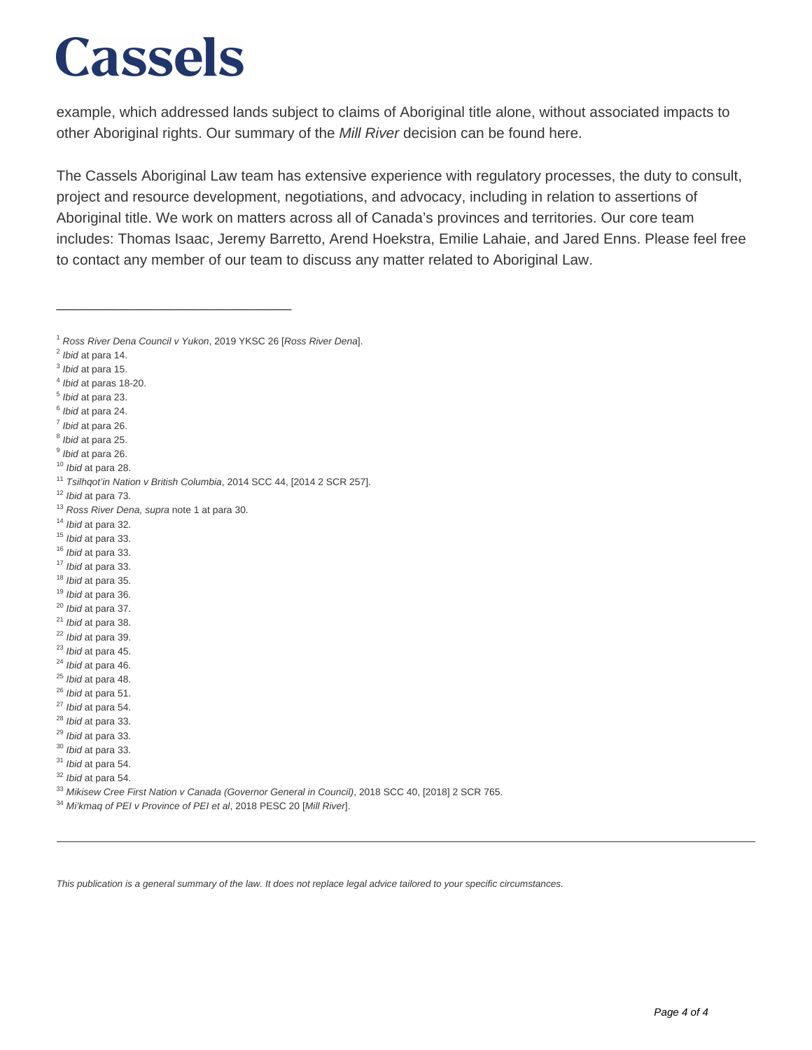example, which addressed lands subject to claims of Aboriginal title alone, without associated impacts to other Aboriginal rights. Our summary of the *Mill River* decision can be found here.

The Cassels Aboriginal Law team has extensive experience with regulatory processes, the duty to consult, project and resource development, negotiations, and advocacy, including in relation to assertions of Aboriginal title. We work on matters across all of Canada's provinces and territories. Our core team includes: Thomas Isaac, Jeremy Barretto, Arend Hoekstra, Emilie Lahaie, and Jared Enns. Please feel free to contact any member of our team to discuss any matter related to Aboriginal Law.

---

[1] *Ross River Dena Council v Yukon*, 2019 YKSC 26 [*Ross River Dena*].
[2] *Ibid* at para 14.
[3] *Ibid* at para 15.
[4] *Ibid* at paras 18-20.
[5] *Ibid* at para 23.
[6] *Ibid* at para 24.
[7] *Ibid* at para 26.
[8] *Ibid* at para 25.
[9] *Ibid* at para 26.
[10] *Ibid* at para 28.
[11] *Tsilhqot'in Nation v British Columbia*, 2014 SCC 44, [2014 2 SCR 257].
[12] *Ibid* at para 73.
[13] *Ross River Dena, supra* note 1 at para 30.
[14] *Ibid* at para 32.
[15] *Ibid* at para 33.
[16] *Ibid* at para 33.
[17] *Ibid* at para 33.
[18] *Ibid* at para 35.
[19] *Ibid* at para 36.
[20] *Ibid* at para 37.
[21] *Ibid* at para 38.
[22] *Ibid* at para 39.
[23] *Ibid* at para 45.
[24] *Ibid* at para 46.
[25] *Ibid* at para 48.
[26] *Ibid* at para 51.
[27] *Ibid* at para 54.
[28] *Ibid* at para 33.
[29] *Ibid* at para 33.
[30] *Ibid* at para 33.
[31] *Ibid* at para 54.
[32] *Ibid* at para 54.
[33] *Mikisew Cree First Nation v Canada (Governor General in Council)*, 2018 SCC 40, [2018] 2 SCR 765.
[34] *Mi'kmaq of PEI v Province of PEI et al*, 2018 PESC 20 [*Mill River*].

---

*This publication is a general summary of the law. It does not replace legal advice tailored to your specific circumstances.*